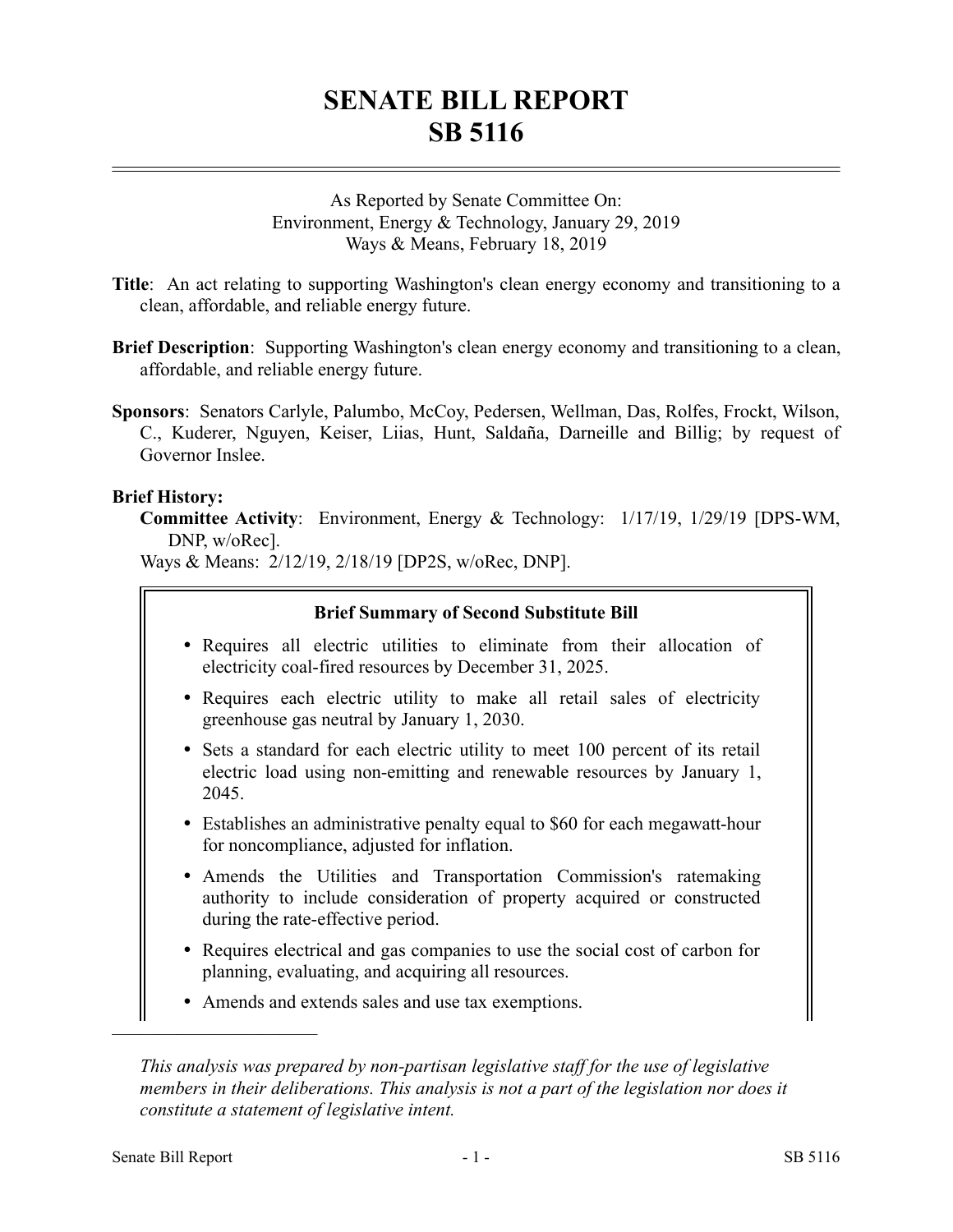# SENATE BILL REPORT
# SB 5116

As Reported by Senate Committee On:
Environment, Energy & Technology, January 29, 2019
Ways & Means, February 18, 2019

**Title**: An act relating to supporting Washington's clean energy economy and transitioning to a clean, affordable, and reliable energy future.

**Brief Description**: Supporting Washington's clean energy economy and transitioning to a clean, affordable, and reliable energy future.

**Sponsors**: Senators Carlyle, Palumbo, McCoy, Pedersen, Wellman, Das, Rolfes, Frockt, Wilson, C., Kuderer, Nguyen, Keiser, Liias, Hunt, Saldaña, Darneille and Billig; by request of Governor Inslee.

**Brief History:**

**Committee Activity**: Environment, Energy & Technology: 1/17/19, 1/29/19 [DPS-WM, DNP, w/oRec].

Ways & Means: 2/12/19, 2/18/19 [DP2S, w/oRec, DNP].

**Brief Summary of Second Substitute Bill**

- Requires all electric utilities to eliminate from their allocation of electricity coal-fired resources by December 31, 2025.
- Requires each electric utility to make all retail sales of electricity greenhouse gas neutral by January 1, 2030.
- Sets a standard for each electric utility to meet 100 percent of its retail electric load using non-emitting and renewable resources by January 1, 2045.
- Establishes an administrative penalty equal to $60 for each megawatt-hour for noncompliance, adjusted for inflation.
- Amends the Utilities and Transportation Commission's ratemaking authority to include consideration of property acquired or constructed during the rate-effective period.
- Requires electrical and gas companies to use the social cost of carbon for planning, evaluating, and acquiring all resources.
- Amends and extends sales and use tax exemptions.

---

*This analysis was prepared by non-partisan legislative staff for the use of legislative members in their deliberations. This analysis is not a part of the legislation nor does it constitute a statement of legislative intent.*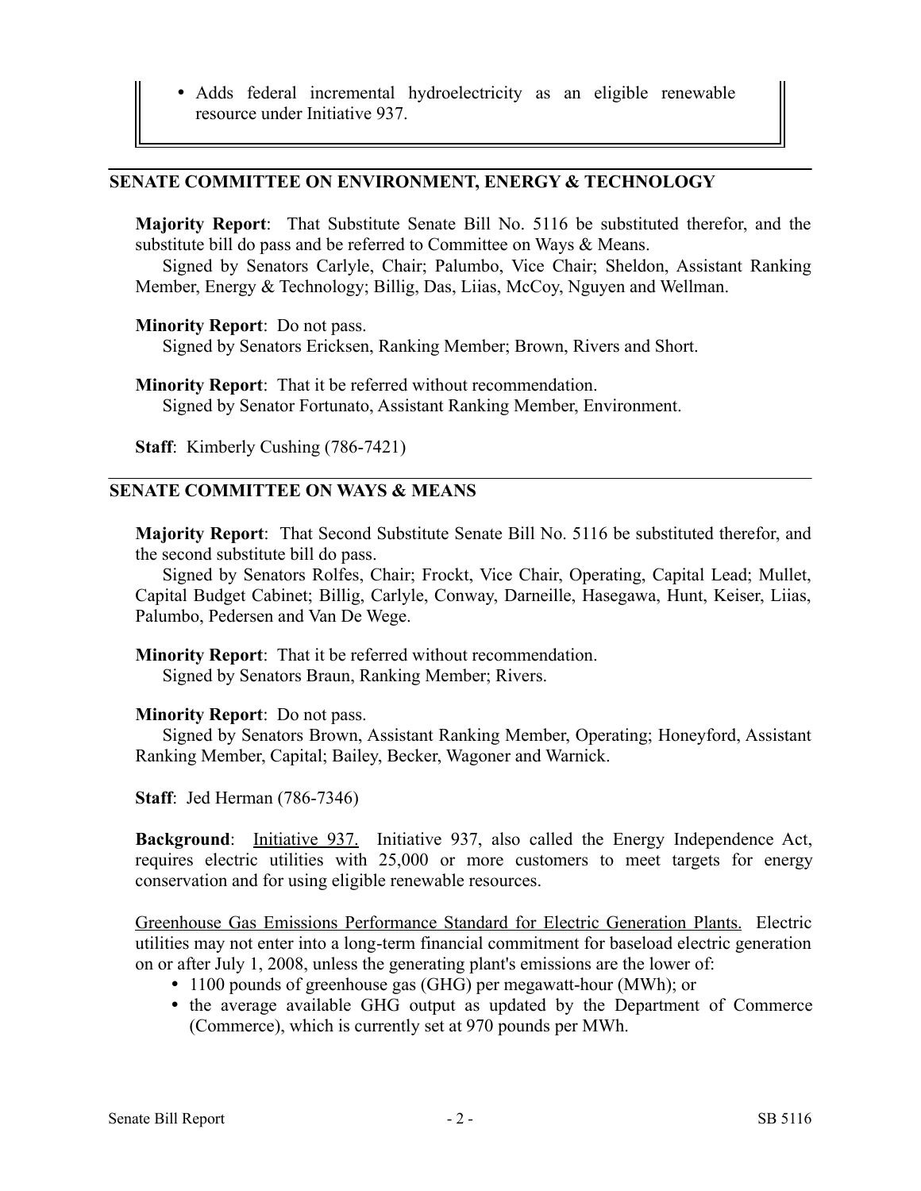- Adds federal incremental hydroelectricity as an eligible renewable resource under Initiative 937.

## SENATE COMMITTEE ON ENVIRONMENT, ENERGY & TECHNOLOGY

**Majority Report**: That Substitute Senate Bill No. 5116 be substituted therefor, and the substitute bill do pass and be referred to Committee on Ways & Means.
Signed by Senators Carlyle, Chair; Palumbo, Vice Chair; Sheldon, Assistant Ranking Member, Energy & Technology; Billig, Das, Liias, McCoy, Nguyen and Wellman.

**Minority Report**: Do not pass.
Signed by Senators Ericksen, Ranking Member; Brown, Rivers and Short.

**Minority Report**: That it be referred without recommendation.
Signed by Senator Fortunato, Assistant Ranking Member, Environment.

**Staff**: Kimberly Cushing (786-7421)

## SENATE COMMITTEE ON WAYS & MEANS

**Majority Report**: That Second Substitute Senate Bill No. 5116 be substituted therefor, and the second substitute bill do pass.
Signed by Senators Rolfes, Chair; Frockt, Vice Chair, Operating, Capital Lead; Mullet, Capital Budget Cabinet; Billig, Carlyle, Conway, Darneille, Hasegawa, Hunt, Keiser, Liias, Palumbo, Pedersen and Van De Wege.

**Minority Report**: That it be referred without recommendation.
Signed by Senators Braun, Ranking Member; Rivers.

**Minority Report**: Do not pass.
Signed by Senators Brown, Assistant Ranking Member, Operating; Honeyford, Assistant Ranking Member, Capital; Bailey, Becker, Wagoner and Warnick.

**Staff**: Jed Herman (786-7346)

**Background**: Initiative 937. Initiative 937, also called the Energy Independence Act, requires electric utilities with 25,000 or more customers to meet targets for energy conservation and for using eligible renewable resources.

Greenhouse Gas Emissions Performance Standard for Electric Generation Plants. Electric utilities may not enter into a long-term financial commitment for baseload electric generation on or after July 1, 2008, unless the generating plant's emissions are the lower of:

- 1100 pounds of greenhouse gas (GHG) per megawatt-hour (MWh); or
- the average available GHG output as updated by the Department of Commerce (Commerce), which is currently set at 970 pounds per MWh.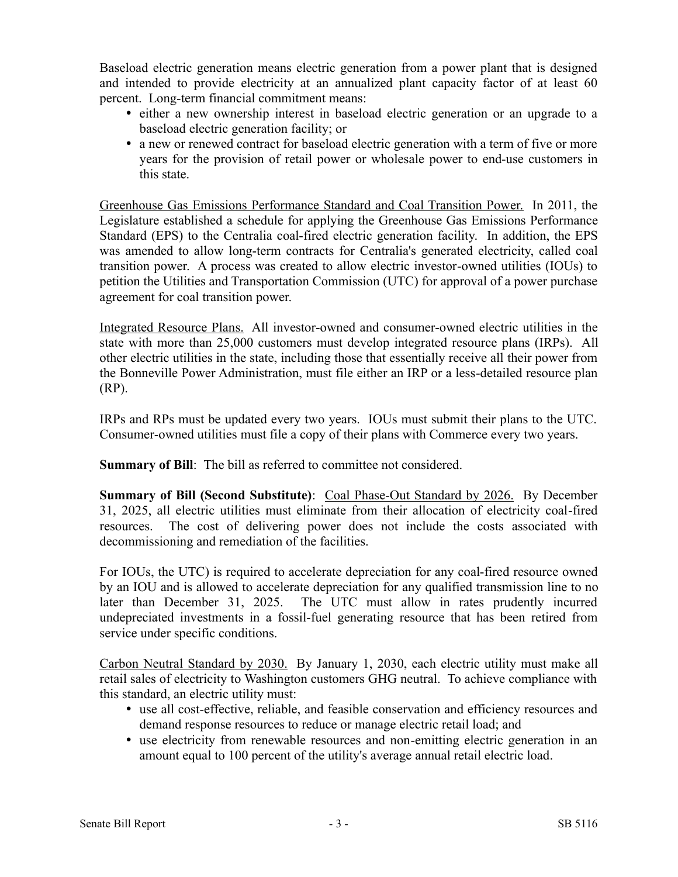Baseload electric generation means electric generation from a power plant that is designed and intended to provide electricity at an annualized plant capacity factor of at least 60 percent. Long-term financial commitment means:

- either a new ownership interest in baseload electric generation or an upgrade to a baseload electric generation facility; or
- a new or renewed contract for baseload electric generation with a term of five or more years for the provision of retail power or wholesale power to end-use customers in this state.

Greenhouse Gas Emissions Performance Standard and Coal Transition Power. In 2011, the Legislature established a schedule for applying the Greenhouse Gas Emissions Performance Standard (EPS) to the Centralia coal-fired electric generation facility. In addition, the EPS was amended to allow long-term contracts for Centralia's generated electricity, called coal transition power. A process was created to allow electric investor-owned utilities (IOUs) to petition the Utilities and Transportation Commission (UTC) for approval of a power purchase agreement for coal transition power.

Integrated Resource Plans. All investor-owned and consumer-owned electric utilities in the state with more than 25,000 customers must develop integrated resource plans (IRPs). All other electric utilities in the state, including those that essentially receive all their power from the Bonneville Power Administration, must file either an IRP or a less-detailed resource plan (RP).

IRPs and RPs must be updated every two years. IOUs must submit their plans to the UTC. Consumer-owned utilities must file a copy of their plans with Commerce every two years.

**Summary of Bill**: The bill as referred to committee not considered.

**Summary of Bill (Second Substitute)**: Coal Phase-Out Standard by 2026. By December 31, 2025, all electric utilities must eliminate from their allocation of electricity coal-fired resources. The cost of delivering power does not include the costs associated with decommissioning and remediation of the facilities.

For IOUs, the UTC) is required to accelerate depreciation for any coal-fired resource owned by an IOU and is allowed to accelerate depreciation for any qualified transmission line to no later than December 31, 2025. The UTC must allow in rates prudently incurred undepreciated investments in a fossil-fuel generating resource that has been retired from service under specific conditions.

Carbon Neutral Standard by 2030. By January 1, 2030, each electric utility must make all retail sales of electricity to Washington customers GHG neutral. To achieve compliance with this standard, an electric utility must:

- use all cost-effective, reliable, and feasible conservation and efficiency resources and demand response resources to reduce or manage electric retail load; and
- use electricity from renewable resources and non-emitting electric generation in an amount equal to 100 percent of the utility's average annual retail electric load.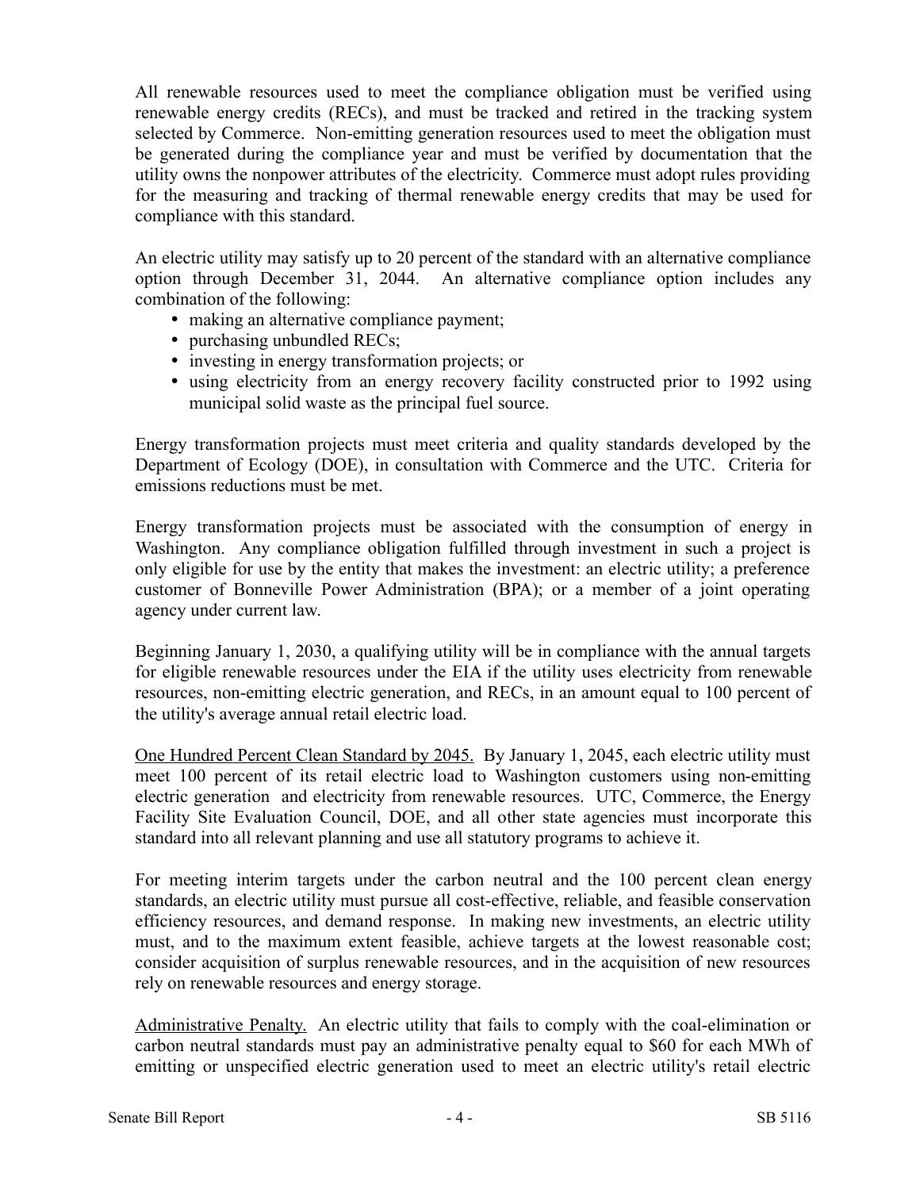All renewable resources used to meet the compliance obligation must be verified using renewable energy credits (RECs), and must be tracked and retired in the tracking system selected by Commerce. Non-emitting generation resources used to meet the obligation must be generated during the compliance year and must be verified by documentation that the utility owns the nonpower attributes of the electricity. Commerce must adopt rules providing for the measuring and tracking of thermal renewable energy credits that may be used for compliance with this standard.

An electric utility may satisfy up to 20 percent of the standard with an alternative compliance option through December 31, 2044. An alternative compliance option includes any combination of the following:

- making an alternative compliance payment;
- purchasing unbundled RECs;
- investing in energy transformation projects; or
- using electricity from an energy recovery facility constructed prior to 1992 using municipal solid waste as the principal fuel source.

Energy transformation projects must meet criteria and quality standards developed by the Department of Ecology (DOE), in consultation with Commerce and the UTC. Criteria for emissions reductions must be met.

Energy transformation projects must be associated with the consumption of energy in Washington. Any compliance obligation fulfilled through investment in such a project is only eligible for use by the entity that makes the investment: an electric utility; a preference customer of Bonneville Power Administration (BPA); or a member of a joint operating agency under current law.

Beginning January 1, 2030, a qualifying utility will be in compliance with the annual targets for eligible renewable resources under the EIA if the utility uses electricity from renewable resources, non-emitting electric generation, and RECs, in an amount equal to 100 percent of the utility's average annual retail electric load.

<u>One Hundred Percent Clean Standard by 2045.</u> By January 1, 2045, each electric utility must meet 100 percent of its retail electric load to Washington customers using non-emitting electric generation and electricity from renewable resources. UTC, Commerce, the Energy Facility Site Evaluation Council, DOE, and all other state agencies must incorporate this standard into all relevant planning and use all statutory programs to achieve it.

For meeting interim targets under the carbon neutral and the 100 percent clean energy standards, an electric utility must pursue all cost-effective, reliable, and feasible conservation efficiency resources, and demand response. In making new investments, an electric utility must, and to the maximum extent feasible, achieve targets at the lowest reasonable cost; consider acquisition of surplus renewable resources, and in the acquisition of new resources rely on renewable resources and energy storage.

<u>Administrative Penalty.</u> An electric utility that fails to comply with the coal-elimination or carbon neutral standards must pay an administrative penalty equal to $60 for each MWh of emitting or unspecified electric generation used to meet an electric utility's retail electric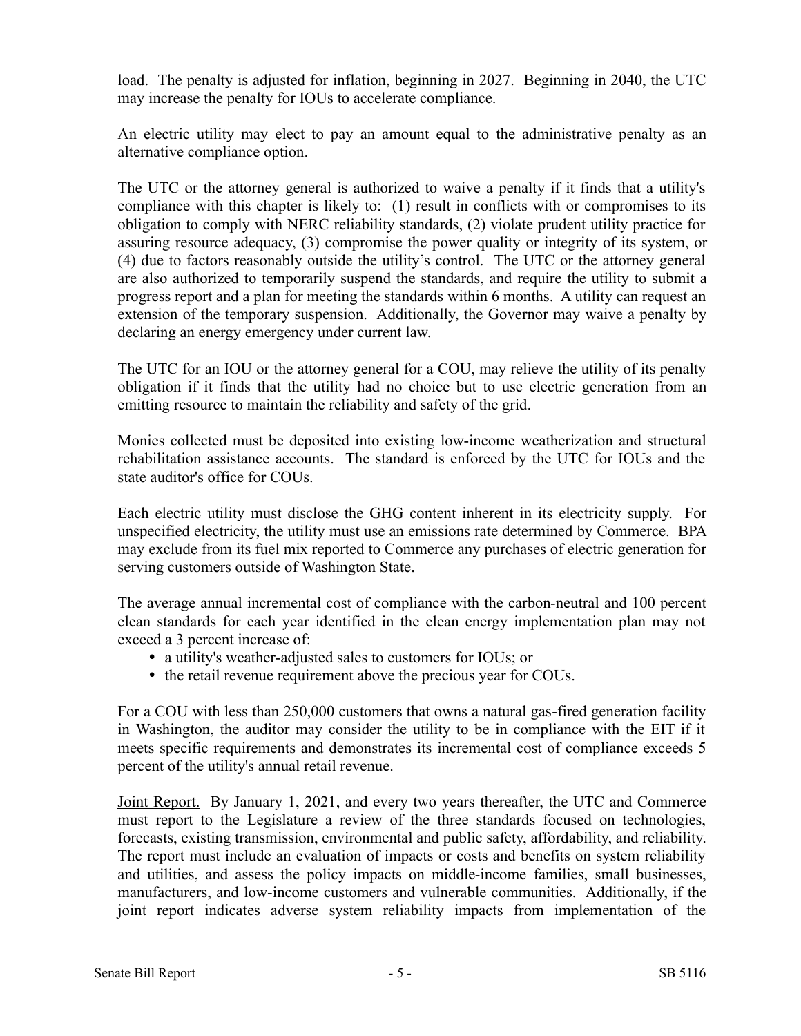load. The penalty is adjusted for inflation, beginning in 2027. Beginning in 2040, the UTC may increase the penalty for IOUs to accelerate compliance.

An electric utility may elect to pay an amount equal to the administrative penalty as an alternative compliance option.

The UTC or the attorney general is authorized to waive a penalty if it finds that a utility's compliance with this chapter is likely to: (1) result in conflicts with or compromises to its obligation to comply with NERC reliability standards, (2) violate prudent utility practice for assuring resource adequacy, (3) compromise the power quality or integrity of its system, or (4) due to factors reasonably outside the utility's control. The UTC or the attorney general are also authorized to temporarily suspend the standards, and require the utility to submit a progress report and a plan for meeting the standards within 6 months. A utility can request an extension of the temporary suspension. Additionally, the Governor may waive a penalty by declaring an energy emergency under current law.

The UTC for an IOU or the attorney general for a COU, may relieve the utility of its penalty obligation if it finds that the utility had no choice but to use electric generation from an emitting resource to maintain the reliability and safety of the grid.

Monies collected must be deposited into existing low-income weatherization and structural rehabilitation assistance accounts. The standard is enforced by the UTC for IOUs and the state auditor's office for COUs.

Each electric utility must disclose the GHG content inherent in its electricity supply. For unspecified electricity, the utility must use an emissions rate determined by Commerce. BPA may exclude from its fuel mix reported to Commerce any purchases of electric generation for serving customers outside of Washington State.

The average annual incremental cost of compliance with the carbon-neutral and 100 percent clean standards for each year identified in the clean energy implementation plan may not exceed a 3 percent increase of:

- a utility's weather-adjusted sales to customers for IOUs; or
- the retail revenue requirement above the precious year for COUs.

For a COU with less than 250,000 customers that owns a natural gas-fired generation facility in Washington, the auditor may consider the utility to be in compliance with the EIT if it meets specific requirements and demonstrates its incremental cost of compliance exceeds 5 percent of the utility's annual retail revenue.

Joint Report. By January 1, 2021, and every two years thereafter, the UTC and Commerce must report to the Legislature a review of the three standards focused on technologies, forecasts, existing transmission, environmental and public safety, affordability, and reliability. The report must include an evaluation of impacts or costs and benefits on system reliability and utilities, and assess the policy impacts on middle-income families, small businesses, manufacturers, and low-income customers and vulnerable communities. Additionally, if the joint report indicates adverse system reliability impacts from implementation of the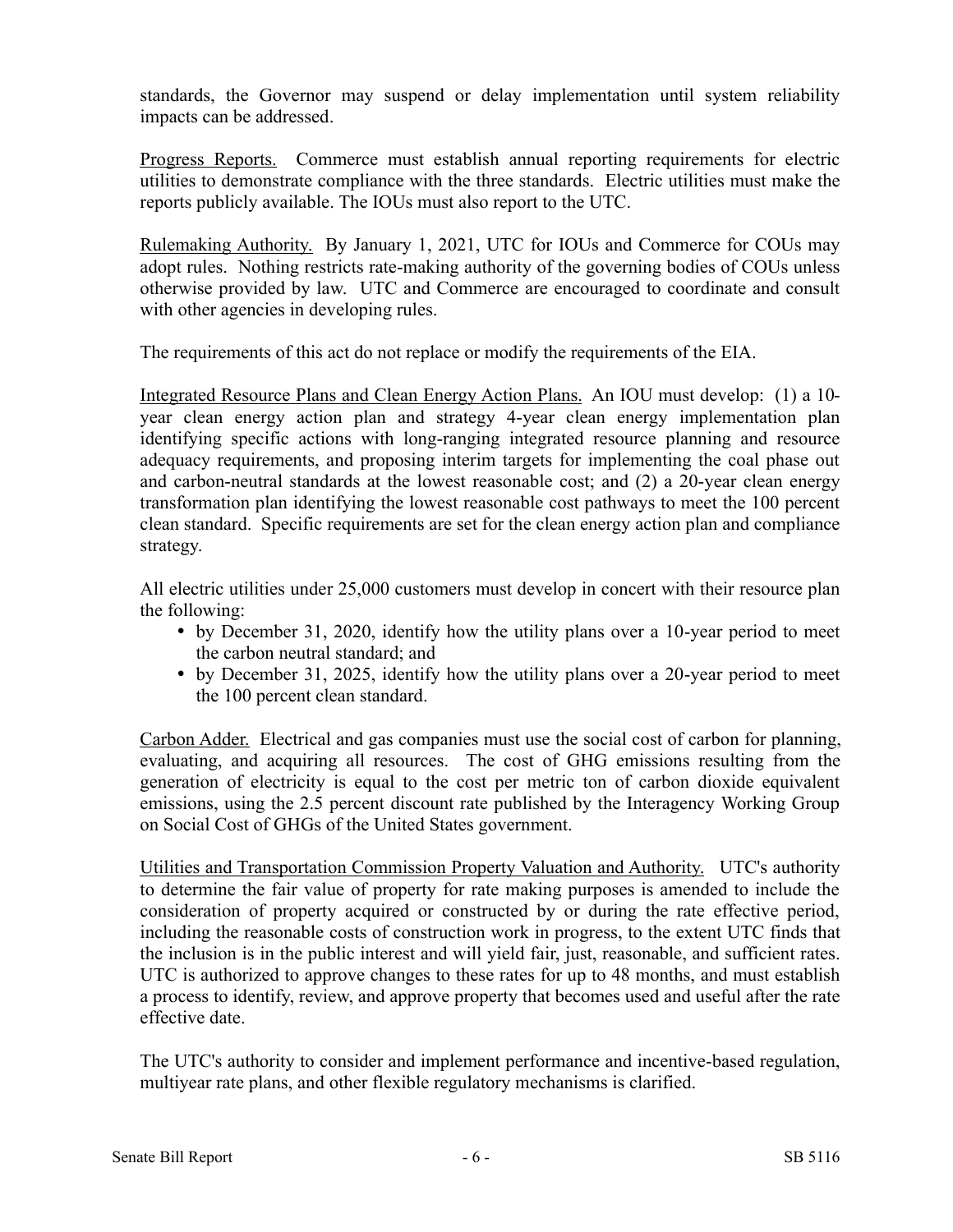standards, the Governor may suspend or delay implementation until system reliability impacts can be addressed.

Progress Reports. Commerce must establish annual reporting requirements for electric utilities to demonstrate compliance with the three standards. Electric utilities must make the reports publicly available. The IOUs must also report to the UTC.

Rulemaking Authority. By January 1, 2021, UTC for IOUs and Commerce for COUs may adopt rules. Nothing restricts rate-making authority of the governing bodies of COUs unless otherwise provided by law. UTC and Commerce are encouraged to coordinate and consult with other agencies in developing rules.

The requirements of this act do not replace or modify the requirements of the EIA.

Integrated Resource Plans and Clean Energy Action Plans. An IOU must develop: (1) a 10-year clean energy action plan and strategy 4-year clean energy implementation plan identifying specific actions with long-ranging integrated resource planning and resource adequacy requirements, and proposing interim targets for implementing the coal phase out and carbon-neutral standards at the lowest reasonable cost; and (2) a 20-year clean energy transformation plan identifying the lowest reasonable cost pathways to meet the 100 percent clean standard. Specific requirements are set for the clean energy action plan and compliance strategy.

All electric utilities under 25,000 customers must develop in concert with their resource plan the following:

- by December 31, 2020, identify how the utility plans over a 10-year period to meet the carbon neutral standard; and
- by December 31, 2025, identify how the utility plans over a 20-year period to meet the 100 percent clean standard.

Carbon Adder. Electrical and gas companies must use the social cost of carbon for planning, evaluating, and acquiring all resources. The cost of GHG emissions resulting from the generation of electricity is equal to the cost per metric ton of carbon dioxide equivalent emissions, using the 2.5 percent discount rate published by the Interagency Working Group on Social Cost of GHGs of the United States government.

Utilities and Transportation Commission Property Valuation and Authority. UTC's authority to determine the fair value of property for rate making purposes is amended to include the consideration of property acquired or constructed by or during the rate effective period, including the reasonable costs of construction work in progress, to the extent UTC finds that the inclusion is in the public interest and will yield fair, just, reasonable, and sufficient rates. UTC is authorized to approve changes to these rates for up to 48 months, and must establish a process to identify, review, and approve property that becomes used and useful after the rate effective date.

The UTC's authority to consider and implement performance and incentive-based regulation, multiyear rate plans, and other flexible regulatory mechanisms is clarified.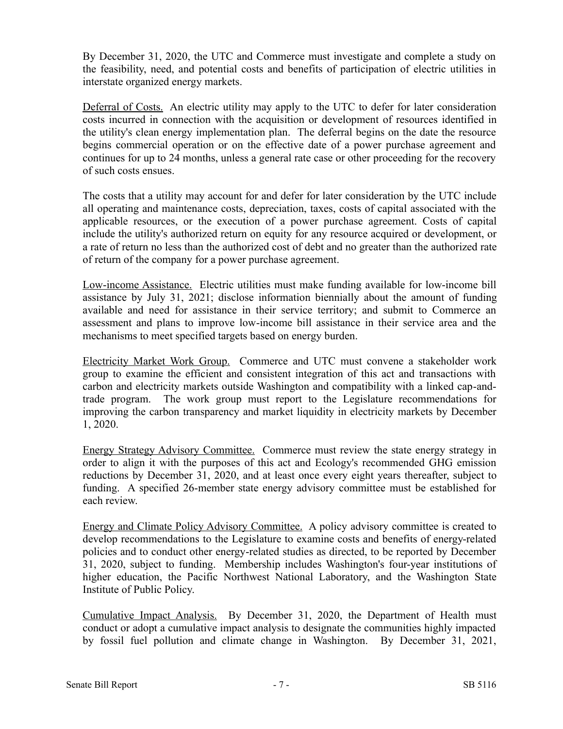By December 31, 2020, the UTC and Commerce must investigate and complete a study on the feasibility, need, and potential costs and benefits of participation of electric utilities in interstate organized energy markets.

Deferral of Costs. An electric utility may apply to the UTC to defer for later consideration costs incurred in connection with the acquisition or development of resources identified in the utility's clean energy implementation plan. The deferral begins on the date the resource begins commercial operation or on the effective date of a power purchase agreement and continues for up to 24 months, unless a general rate case or other proceeding for the recovery of such costs ensues.

The costs that a utility may account for and defer for later consideration by the UTC include all operating and maintenance costs, depreciation, taxes, costs of capital associated with the applicable resources, or the execution of a power purchase agreement. Costs of capital include the utility's authorized return on equity for any resource acquired or development, or a rate of return no less than the authorized cost of debt and no greater than the authorized rate of return of the company for a power purchase agreement.

Low-income Assistance. Electric utilities must make funding available for low-income bill assistance by July 31, 2021; disclose information biennially about the amount of funding available and need for assistance in their service territory; and submit to Commerce an assessment and plans to improve low-income bill assistance in their service area and the mechanisms to meet specified targets based on energy burden.

Electricity Market Work Group. Commerce and UTC must convene a stakeholder work group to examine the efficient and consistent integration of this act and transactions with carbon and electricity markets outside Washington and compatibility with a linked cap-and-trade program. The work group must report to the Legislature recommendations for improving the carbon transparency and market liquidity in electricity markets by December 1, 2020.

Energy Strategy Advisory Committee. Commerce must review the state energy strategy in order to align it with the purposes of this act and Ecology's recommended GHG emission reductions by December 31, 2020, and at least once every eight years thereafter, subject to funding. A specified 26-member state energy advisory committee must be established for each review.

Energy and Climate Policy Advisory Committee. A policy advisory committee is created to develop recommendations to the Legislature to examine costs and benefits of energy-related policies and to conduct other energy-related studies as directed, to be reported by December 31, 2020, subject to funding. Membership includes Washington's four-year institutions of higher education, the Pacific Northwest National Laboratory, and the Washington State Institute of Public Policy.

Cumulative Impact Analysis. By December 31, 2020, the Department of Health must conduct or adopt a cumulative impact analysis to designate the communities highly impacted by fossil fuel pollution and climate change in Washington. By December 31, 2021,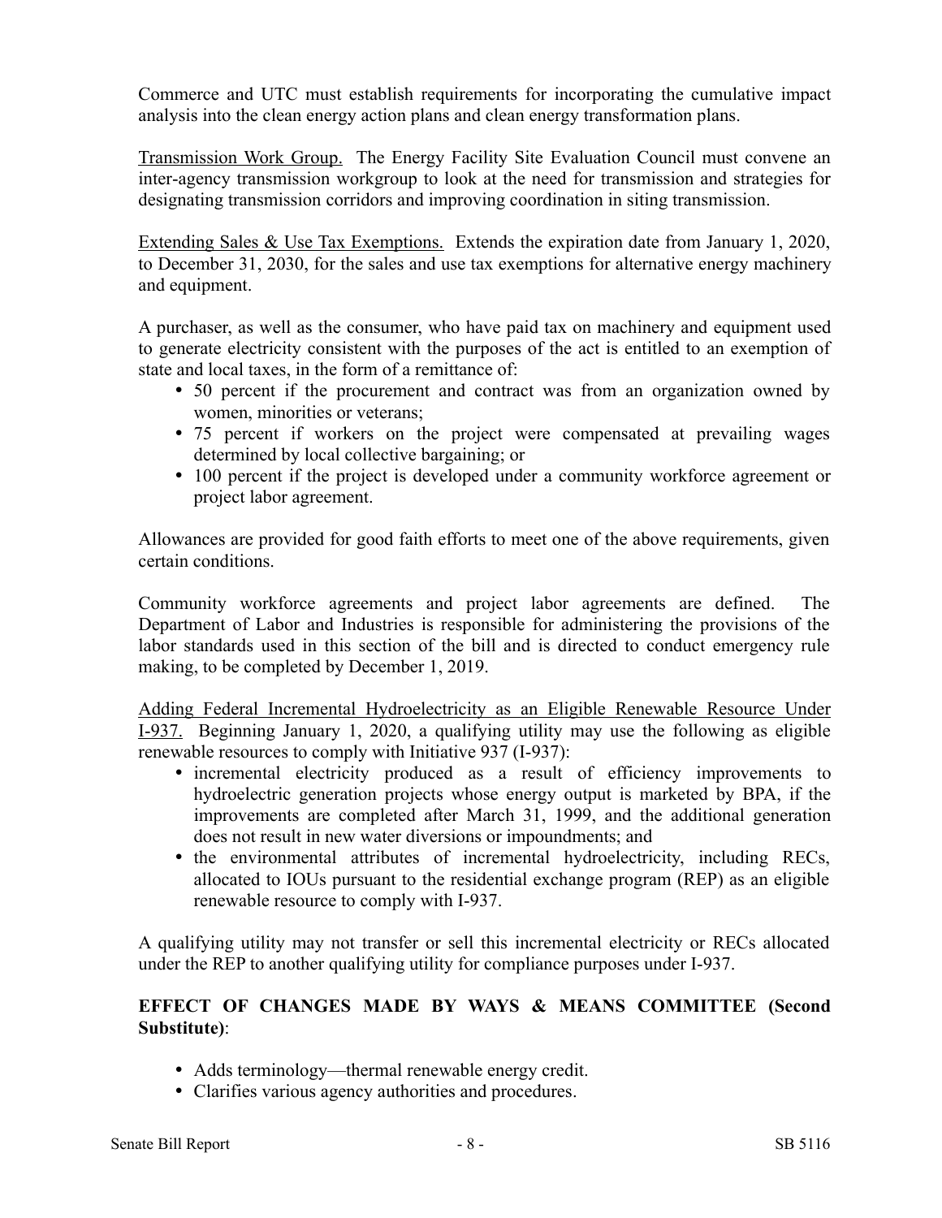Commerce and UTC must establish requirements for incorporating the cumulative impact analysis into the clean energy action plans and clean energy transformation plans.

Transmission Work Group. The Energy Facility Site Evaluation Council must convene an inter-agency transmission workgroup to look at the need for transmission and strategies for designating transmission corridors and improving coordination in siting transmission.

Extending Sales & Use Tax Exemptions. Extends the expiration date from January 1, 2020, to December 31, 2030, for the sales and use tax exemptions for alternative energy machinery and equipment.

A purchaser, as well as the consumer, who have paid tax on machinery and equipment used to generate electricity consistent with the purposes of the act is entitled to an exemption of state and local taxes, in the form of a remittance of:

- 50 percent if the procurement and contract was from an organization owned by women, minorities or veterans;
- 75 percent if workers on the project were compensated at prevailing wages determined by local collective bargaining; or
- 100 percent if the project is developed under a community workforce agreement or project labor agreement.

Allowances are provided for good faith efforts to meet one of the above requirements, given certain conditions.

Community workforce agreements and project labor agreements are defined. The Department of Labor and Industries is responsible for administering the provisions of the labor standards used in this section of the bill and is directed to conduct emergency rule making, to be completed by December 1, 2019.

Adding Federal Incremental Hydroelectricity as an Eligible Renewable Resource Under I-937. Beginning January 1, 2020, a qualifying utility may use the following as eligible renewable resources to comply with Initiative 937 (I-937):

- incremental electricity produced as a result of efficiency improvements to hydroelectric generation projects whose energy output is marketed by BPA, if the improvements are completed after March 31, 1999, and the additional generation does not result in new water diversions or impoundments; and
- the environmental attributes of incremental hydroelectricity, including RECs, allocated to IOUs pursuant to the residential exchange program (REP) as an eligible renewable resource to comply with I-937.

A qualifying utility may not transfer or sell this incremental electricity or RECs allocated under the REP to another qualifying utility for compliance purposes under I-937.

**EFFECT OF CHANGES MADE BY WAYS & MEANS COMMITTEE (Second Substitute)**:

- Adds terminology—thermal renewable energy credit.
- Clarifies various agency authorities and procedures.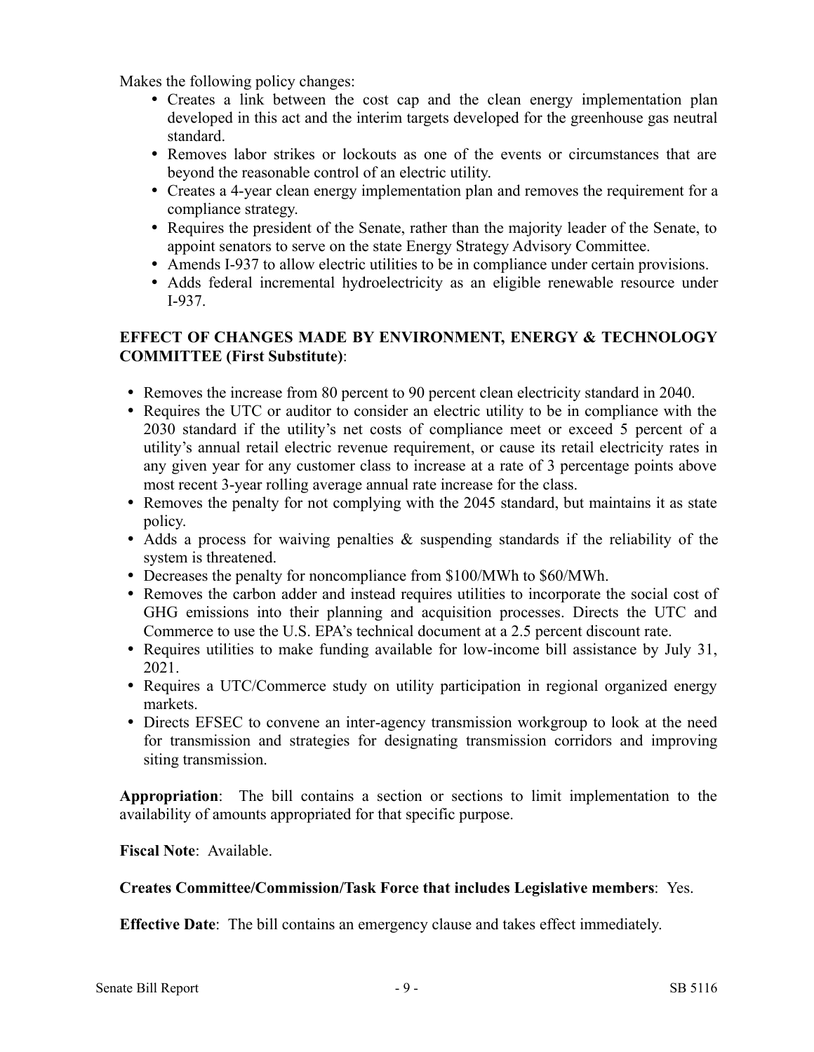Makes the following policy changes:

- Creates a link between the cost cap and the clean energy implementation plan developed in this act and the interim targets developed for the greenhouse gas neutral standard.
- Removes labor strikes or lockouts as one of the events or circumstances that are beyond the reasonable control of an electric utility.
- Creates a 4-year clean energy implementation plan and removes the requirement for a compliance strategy.
- Requires the president of the Senate, rather than the majority leader of the Senate, to appoint senators to serve on the state Energy Strategy Advisory Committee.
- Amends I-937 to allow electric utilities to be in compliance under certain provisions.
- Adds federal incremental hydroelectricity as an eligible renewable resource under I-937.

**EFFECT OF CHANGES MADE BY ENVIRONMENT, ENERGY & TECHNOLOGY COMMITTEE (First Substitute)**:

- Removes the increase from 80 percent to 90 percent clean electricity standard in 2040.
- Requires the UTC or auditor to consider an electric utility to be in compliance with the 2030 standard if the utility's net costs of compliance meet or exceed 5 percent of a utility's annual retail electric revenue requirement, or cause its retail electricity rates in any given year for any customer class to increase at a rate of 3 percentage points above most recent 3-year rolling average annual rate increase for the class.
- Removes the penalty for not complying with the 2045 standard, but maintains it as state policy.
- Adds a process for waiving penalties & suspending standards if the reliability of the system is threatened.
- Decreases the penalty for noncompliance from $100/MWh to $60/MWh.
- Removes the carbon adder and instead requires utilities to incorporate the social cost of GHG emissions into their planning and acquisition processes. Directs the UTC and Commerce to use the U.S. EPA's technical document at a 2.5 percent discount rate.
- Requires utilities to make funding available for low-income bill assistance by July 31, 2021.
- Requires a UTC/Commerce study on utility participation in regional organized energy markets.
- Directs EFSEC to convene an inter-agency transmission workgroup to look at the need for transmission and strategies for designating transmission corridors and improving siting transmission.

**Appropriation**: The bill contains a section or sections to limit implementation to the availability of amounts appropriated for that specific purpose.

**Fiscal Note**: Available.

**Creates Committee/Commission/Task Force that includes Legislative members**: Yes.

**Effective Date**: The bill contains an emergency clause and takes effect immediately.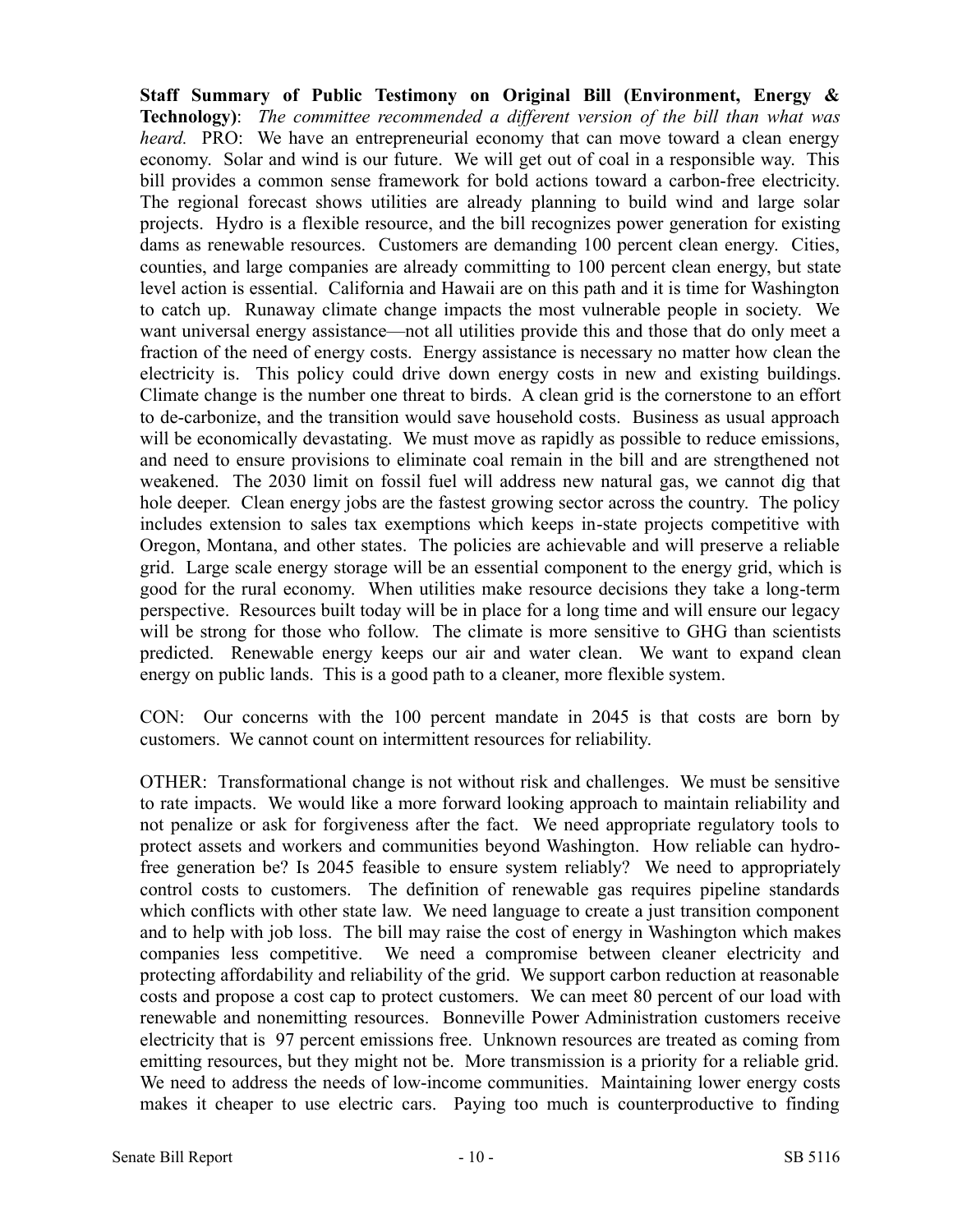**Staff Summary of Public Testimony on Original Bill (Environment, Energy & Technology)**: *The committee recommended a different version of the bill than what was heard.* PRO: We have an entrepreneurial economy that can move toward a clean energy economy. Solar and wind is our future. We will get out of coal in a responsible way. This bill provides a common sense framework for bold actions toward a carbon-free electricity. The regional forecast shows utilities are already planning to build wind and large solar projects. Hydro is a flexible resource, and the bill recognizes power generation for existing dams as renewable resources. Customers are demanding 100 percent clean energy. Cities, counties, and large companies are already committing to 100 percent clean energy, but state level action is essential. California and Hawaii are on this path and it is time for Washington to catch up. Runaway climate change impacts the most vulnerable people in society. We want universal energy assistance—not all utilities provide this and those that do only meet a fraction of the need of energy costs. Energy assistance is necessary no matter how clean the electricity is. This policy could drive down energy costs in new and existing buildings. Climate change is the number one threat to birds. A clean grid is the cornerstone to an effort to de-carbonize, and the transition would save household costs. Business as usual approach will be economically devastating. We must move as rapidly as possible to reduce emissions, and need to ensure provisions to eliminate coal remain in the bill and are strengthened not weakened. The 2030 limit on fossil fuel will address new natural gas, we cannot dig that hole deeper. Clean energy jobs are the fastest growing sector across the country. The policy includes extension to sales tax exemptions which keeps in-state projects competitive with Oregon, Montana, and other states. The policies are achievable and will preserve a reliable grid. Large scale energy storage will be an essential component to the energy grid, which is good for the rural economy. When utilities make resource decisions they take a long-term perspective. Resources built today will be in place for a long time and will ensure our legacy will be strong for those who follow. The climate is more sensitive to GHG than scientists predicted. Renewable energy keeps our air and water clean. We want to expand clean energy on public lands. This is a good path to a cleaner, more flexible system.

CON: Our concerns with the 100 percent mandate in 2045 is that costs are born by customers. We cannot count on intermittent resources for reliability.

OTHER: Transformational change is not without risk and challenges. We must be sensitive to rate impacts. We would like a more forward looking approach to maintain reliability and not penalize or ask for forgiveness after the fact. We need appropriate regulatory tools to protect assets and workers and communities beyond Washington. How reliable can hydro-free generation be? Is 2045 feasible to ensure system reliably? We need to appropriately control costs to customers. The definition of renewable gas requires pipeline standards which conflicts with other state law. We need language to create a just transition component and to help with job loss. The bill may raise the cost of energy in Washington which makes companies less competitive. We need a compromise between cleaner electricity and protecting affordability and reliability of the grid. We support carbon reduction at reasonable costs and propose a cost cap to protect customers. We can meet 80 percent of our load with renewable and nonemitting resources. Bonneville Power Administration customers receive electricity that is 97 percent emissions free. Unknown resources are treated as coming from emitting resources, but they might not be. More transmission is a priority for a reliable grid. We need to address the needs of low-income communities. Maintaining lower energy costs makes it cheaper to use electric cars. Paying too much is counterproductive to finding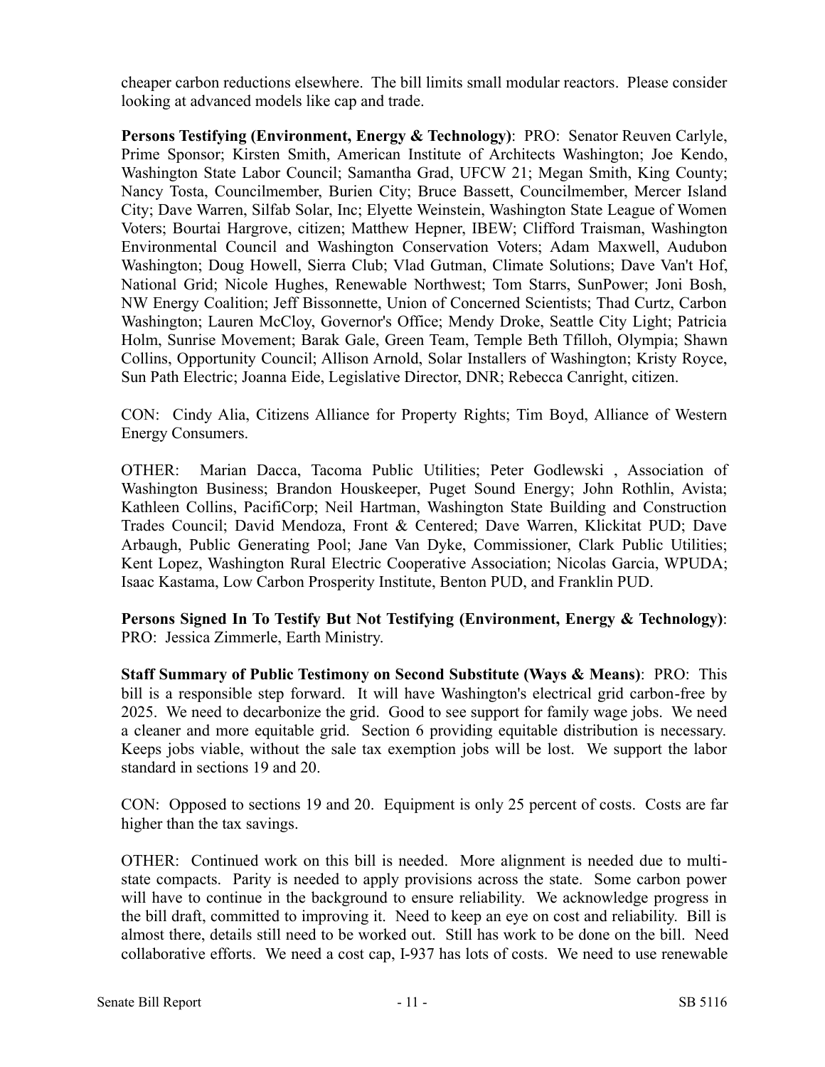cheaper carbon reductions elsewhere. The bill limits small modular reactors. Please consider looking at advanced models like cap and trade.

**Persons Testifying (Environment, Energy & Technology)**: PRO: Senator Reuven Carlyle, Prime Sponsor; Kirsten Smith, American Institute of Architects Washington; Joe Kendo, Washington State Labor Council; Samantha Grad, UFCW 21; Megan Smith, King County; Nancy Tosta, Councilmember, Burien City; Bruce Bassett, Councilmember, Mercer Island City; Dave Warren, Silfab Solar, Inc; Elyette Weinstein, Washington State League of Women Voters; Bourtai Hargrove, citizen; Matthew Hepner, IBEW; Clifford Traisman, Washington Environmental Council and Washington Conservation Voters; Adam Maxwell, Audubon Washington; Doug Howell, Sierra Club; Vlad Gutman, Climate Solutions; Dave Van't Hof, National Grid; Nicole Hughes, Renewable Northwest; Tom Starrs, SunPower; Joni Bosh, NW Energy Coalition; Jeff Bissonnette, Union of Concerned Scientists; Thad Curtz, Carbon Washington; Lauren McCloy, Governor's Office; Mendy Droke, Seattle City Light; Patricia Holm, Sunrise Movement; Barak Gale, Green Team, Temple Beth Tfilloh, Olympia; Shawn Collins, Opportunity Council; Allison Arnold, Solar Installers of Washington; Kristy Royce, Sun Path Electric; Joanna Eide, Legislative Director, DNR; Rebecca Canright, citizen.

CON: Cindy Alia, Citizens Alliance for Property Rights; Tim Boyd, Alliance of Western Energy Consumers.

OTHER: Marian Dacca, Tacoma Public Utilities; Peter Godlewski , Association of Washington Business; Brandon Houskeeper, Puget Sound Energy; John Rothlin, Avista; Kathleen Collins, PacifiCorp; Neil Hartman, Washington State Building and Construction Trades Council; David Mendoza, Front & Centered; Dave Warren, Klickitat PUD; Dave Arbaugh, Public Generating Pool; Jane Van Dyke, Commissioner, Clark Public Utilities; Kent Lopez, Washington Rural Electric Cooperative Association; Nicolas Garcia, WPUDA; Isaac Kastama, Low Carbon Prosperity Institute, Benton PUD, and Franklin PUD.

**Persons Signed In To Testify But Not Testifying (Environment, Energy & Technology)**: PRO: Jessica Zimmerle, Earth Ministry.

**Staff Summary of Public Testimony on Second Substitute (Ways & Means)**: PRO: This bill is a responsible step forward. It will have Washington's electrical grid carbon-free by 2025. We need to decarbonize the grid. Good to see support for family wage jobs. We need a cleaner and more equitable grid. Section 6 providing equitable distribution is necessary. Keeps jobs viable, without the sale tax exemption jobs will be lost. We support the labor standard in sections 19 and 20.

CON: Opposed to sections 19 and 20. Equipment is only 25 percent of costs. Costs are far higher than the tax savings.

OTHER: Continued work on this bill is needed. More alignment is needed due to multi-state compacts. Parity is needed to apply provisions across the state. Some carbon power will have to continue in the background to ensure reliability. We acknowledge progress in the bill draft, committed to improving it. Need to keep an eye on cost and reliability. Bill is almost there, details still need to be worked out. Still has work to be done on the bill. Need collaborative efforts. We need a cost cap, I-937 has lots of costs. We need to use renewable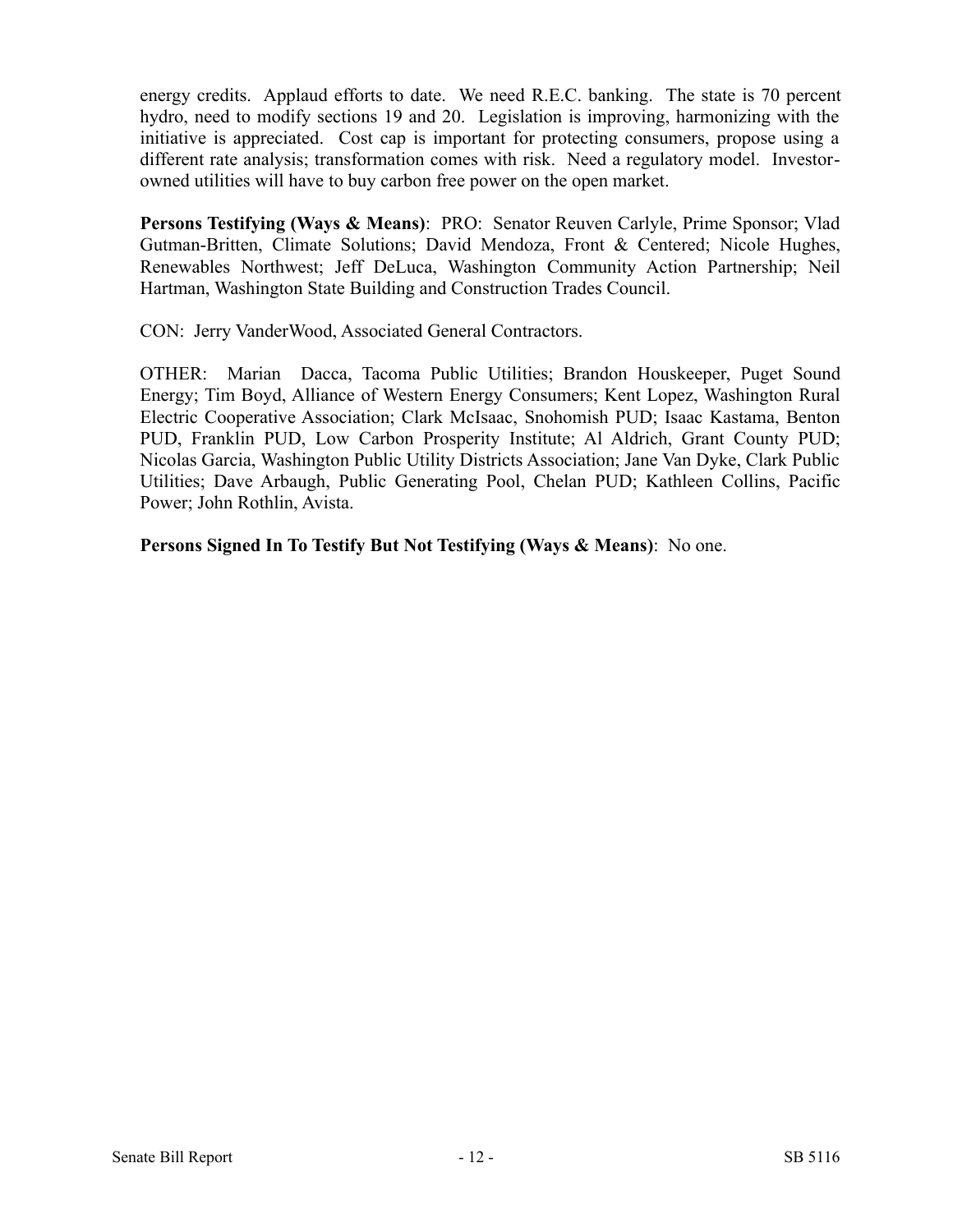energy credits. Applaud efforts to date. We need R.E.C. banking. The state is 70 percent hydro, need to modify sections 19 and 20. Legislation is improving, harmonizing with the initiative is appreciated. Cost cap is important for protecting consumers, propose using a different rate analysis; transformation comes with risk. Need a regulatory model. Investor-owned utilities will have to buy carbon free power on the open market.

**Persons Testifying (Ways & Means)**: PRO: Senator Reuven Carlyle, Prime Sponsor; Vlad Gutman-Britten, Climate Solutions; David Mendoza, Front & Centered; Nicole Hughes, Renewables Northwest; Jeff DeLuca, Washington Community Action Partnership; Neil Hartman, Washington State Building and Construction Trades Council.

CON: Jerry VanderWood, Associated General Contractors.

OTHER: Marian Dacca, Tacoma Public Utilities; Brandon Houskeeper, Puget Sound Energy; Tim Boyd, Alliance of Western Energy Consumers; Kent Lopez, Washington Rural Electric Cooperative Association; Clark McIsaac, Snohomish PUD; Isaac Kastama, Benton PUD, Franklin PUD, Low Carbon Prosperity Institute; Al Aldrich, Grant County PUD; Nicolas Garcia, Washington Public Utility Districts Association; Jane Van Dyke, Clark Public Utilities; Dave Arbaugh, Public Generating Pool, Chelan PUD; Kathleen Collins, Pacific Power; John Rothlin, Avista.

**Persons Signed In To Testify But Not Testifying (Ways & Means)**: No one.